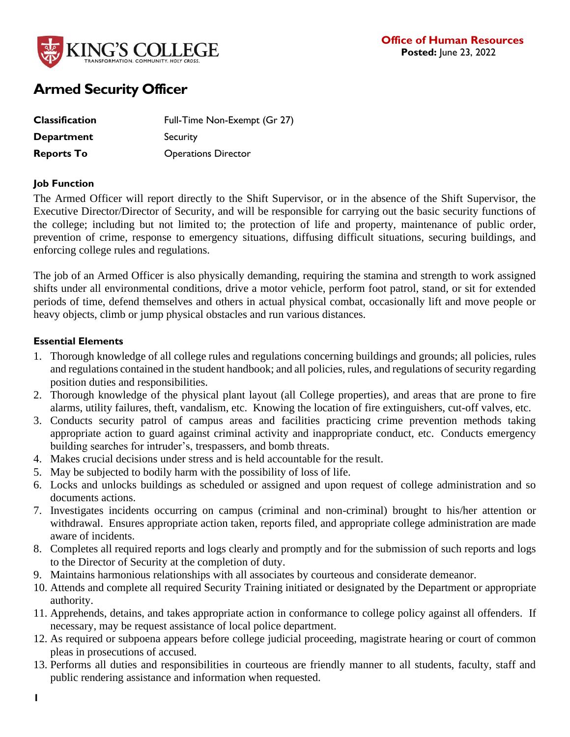**Office of Human Resources**
**Posted:** June 23, 2022

# Armed Security Officer

| | |
|---|---|
| **Classification** | Full-Time Non-Exempt (Gr 27) |
| **Department** | Security |
| **Reports To** | Operations Director |

### Job Function

The Armed Officer will report directly to the Shift Supervisor, or in the absence of the Shift Supervisor, the Executive Director/Director of Security, and will be responsible for carrying out the basic security functions of the college; including but not limited to; the protection of life and property, maintenance of public order, prevention of crime, response to emergency situations, diffusing difficult situations, securing buildings, and enforcing college rules and regulations.

The job of an Armed Officer is also physically demanding, requiring the stamina and strength to work assigned shifts under all environmental conditions, drive a motor vehicle, perform foot patrol, stand, or sit for extended periods of time, defend themselves and others in actual physical combat, occasionally lift and move people or heavy objects, climb or jump physical obstacles and run various distances.

### Essential Elements

1. Thorough knowledge of all college rules and regulations concerning buildings and grounds; all policies, rules and regulations contained in the student handbook; and all policies, rules, and regulations of security regarding position duties and responsibilities.
2. Thorough knowledge of the physical plant layout (all College properties), and areas that are prone to fire alarms, utility failures, theft, vandalism, etc. Knowing the location of fire extinguishers, cut-off valves, etc.
3. Conducts security patrol of campus areas and facilities practicing crime prevention methods taking appropriate action to guard against criminal activity and inappropriate conduct, etc. Conducts emergency building searches for intruder's, trespassers, and bomb threats.
4. Makes crucial decisions under stress and is held accountable for the result.
5. May be subjected to bodily harm with the possibility of loss of life.
6. Locks and unlocks buildings as scheduled or assigned and upon request of college administration and so documents actions.
7. Investigates incidents occurring on campus (criminal and non-criminal) brought to his/her attention or withdrawal. Ensures appropriate action taken, reports filed, and appropriate college administration are made aware of incidents.
8. Completes all required reports and logs clearly and promptly and for the submission of such reports and logs to the Director of Security at the completion of duty.
9. Maintains harmonious relationships with all associates by courteous and considerate demeanor.
10. Attends and complete all required Security Training initiated or designated by the Department or appropriate authority.
11. Apprehends, detains, and takes appropriate action in conformance to college policy against all offenders. If necessary, may be request assistance of local police department.
12. As required or subpoena appears before college judicial proceeding, magistrate hearing or court of common pleas in prosecutions of accused.
13. Performs all duties and responsibilities in courteous are friendly manner to all students, faculty, staff and public rendering assistance and information when requested.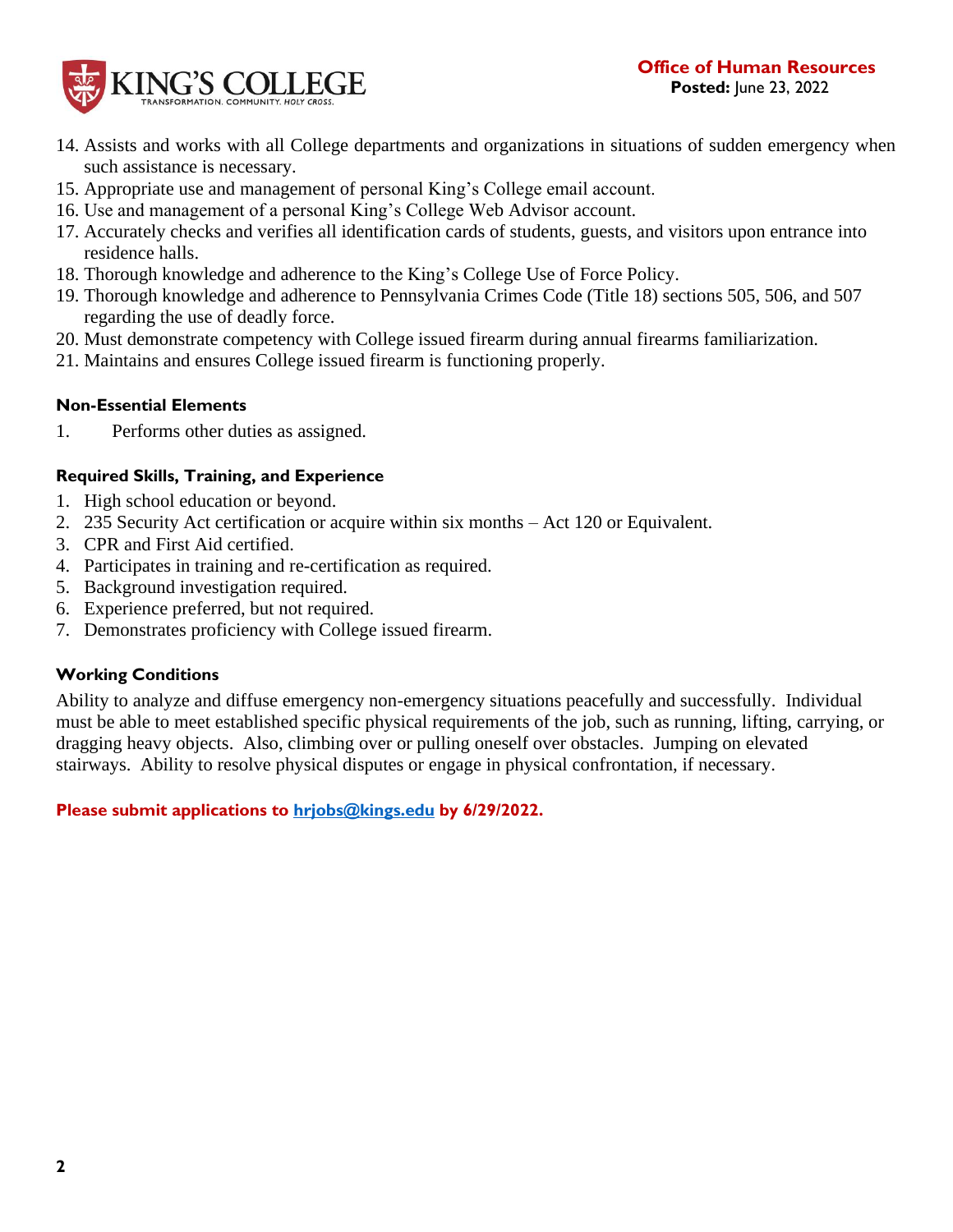14. Assists and works with all College departments and organizations in situations of sudden emergency when such assistance is necessary.
15. Appropriate use and management of personal King's College email account.
16. Use and management of a personal King's College Web Advisor account.
17. Accurately checks and verifies all identification cards of students, guests, and visitors upon entrance into residence halls.
18. Thorough knowledge and adherence to the King's College Use of Force Policy.
19. Thorough knowledge and adherence to Pennsylvania Crimes Code (Title 18) sections 505, 506, and 507 regarding the use of deadly force.
20. Must demonstrate competency with College issued firearm during annual firearms familiarization.
21. Maintains and ensures College issued firearm is functioning properly.

### Non-Essential Elements

1. Performs other duties as assigned.

### Required Skills, Training, and Experience

1. High school education or beyond.
2. 235 Security Act certification or acquire within six months – Act 120 or Equivalent.
3. CPR and First Aid certified.
4. Participates in training and re-certification as required.
5. Background investigation required.
6. Experience preferred, but not required.
7. Demonstrates proficiency with College issued firearm.

### Working Conditions

Ability to analyze and diffuse emergency non-emergency situations peacefully and successfully. Individual must be able to meet established specific physical requirements of the job, such as running, lifting, carrying, or dragging heavy objects. Also, climbing over or pulling oneself over obstacles. Jumping on elevated stairways. Ability to resolve physical disputes or engage in physical confrontation, if necessary.

**Please submit applications to hrjobs@kings.edu by 6/29/2022.**